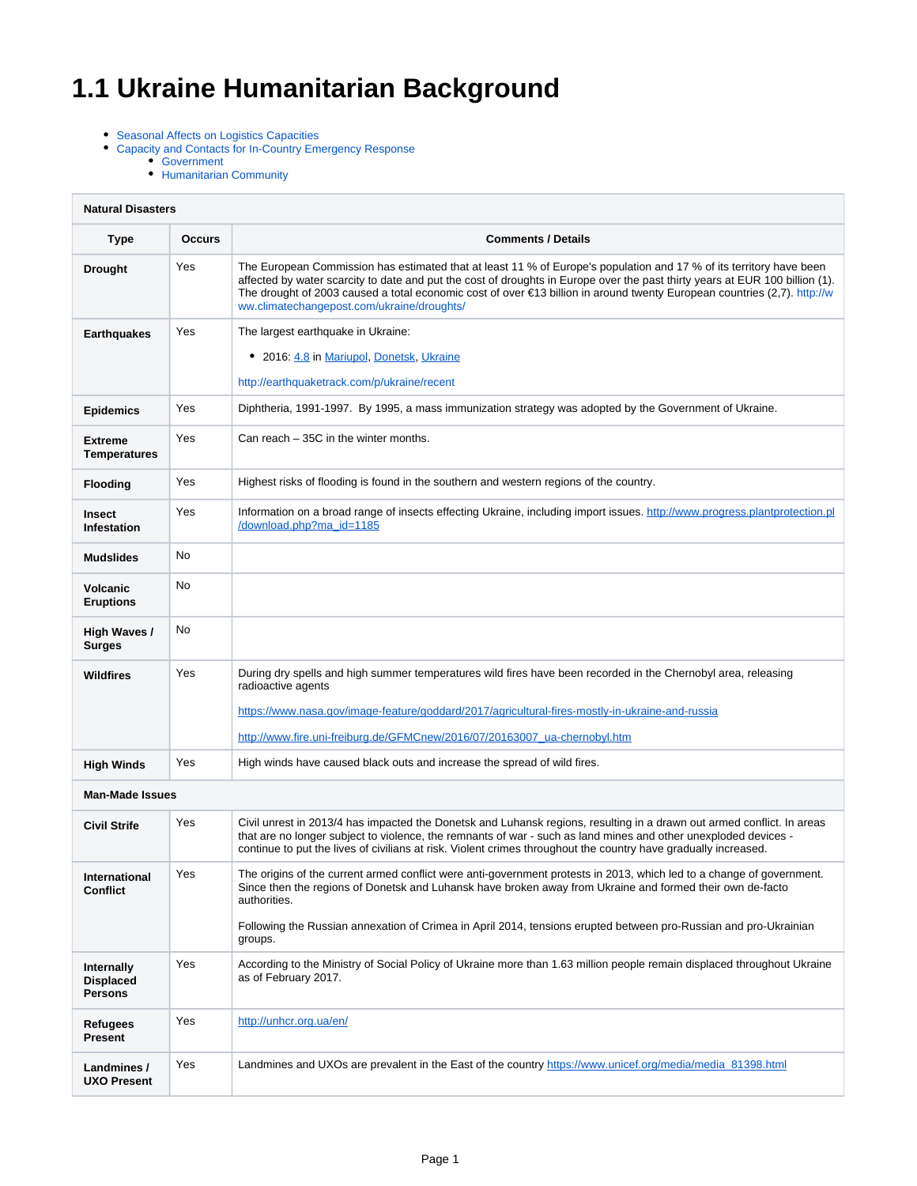# 1.1 Ukraine Humanitarian Background

- Seasonal Affects on Logistics Capacities
- Capacity and Contacts for In-Country Emergency Response
  - Government
  - Humanitarian Community

| Natural Disasters | | |
|---|---|---|
| **Type** | **Occurs** | **Comments / Details** |
| **Drought** | Yes | The European Commission has estimated that at least 11 % of Europe's population and 17 % of its territory have been affected by water scarcity to date and put the cost of droughts in Europe over the past thirty years at EUR 100 billion (1). The drought of 2003 caused a total economic cost of over €13 billion in around twenty European countries (2,7). http://www.climatechangepost.com/ukraine/droughts/ |
| **Earthquakes** | Yes | The largest earthquake in Ukraine:<br>• 2016: 4.8 in Mariupol, Donetsk, Ukraine<br>http://earthquaketrack.com/p/ukraine/recent |
| **Epidemics** | Yes | Diphtheria, 1991-1997. By 1995, a mass immunization strategy was adopted by the Government of Ukraine. |
| **Extreme Temperatures** | Yes | Can reach – 35C in the winter months. |
| **Flooding** | Yes | Highest risks of flooding is found in the southern and western regions of the country. |
| **Insect Infestation** | Yes | Information on a broad range of insects effecting Ukraine, including import issues. http://www.progress.plantprotection.pl/download.php?ma_id=1185 |
| **Mudslides** | No | |
| **Volcanic Eruptions** | No | |
| **High Waves / Surges** | No | |
| **Wildfires** | Yes | During dry spells and high summer temperatures wild fires have been recorded in the Chernobyl area, releasing radioactive agents<br>https://www.nasa.gov/image-feature/goddard/2017/agricultural-fires-mostly-in-ukraine-and-russia<br>http://www.fire.uni-freiburg.de/GFMCnew/2016/07/20163007_ua-chernobyl.htm |
| **High Winds** | Yes | High winds have caused black outs and increase the spread of wild fires. |
| **Man-Made Issues** | | |
| **Civil Strife** | Yes | Civil unrest in 2013/4 has impacted the Donetsk and Luhansk regions, resulting in a drawn out armed conflict. In areas that are no longer subject to violence, the remnants of war - such as land mines and other unexploded devices - continue to put the lives of civilians at risk. Violent crimes throughout the country have gradually increased. |
| **International Conflict** | Yes | The origins of the current armed conflict were anti-government protests in 2013, which led to a change of government. Since then the regions of Donetsk and Luhansk have broken away from Ukraine and formed their own de-facto authorities.<br>Following the Russian annexation of Crimea in April 2014, tensions erupted between pro-Russian and pro-Ukrainian groups. |
| **Internally Displaced Persons** | Yes | According to the Ministry of Social Policy of Ukraine more than 1.63 million people remain displaced throughout Ukraine as of February 2017. |
| **Refugees Present** | Yes | http://unhcr.org.ua/en/ |
| **Landmines / UXO Present** | Yes | Landmines and UXOs are prevalent in the East of the country https://www.unicef.org/media/media_81398.html |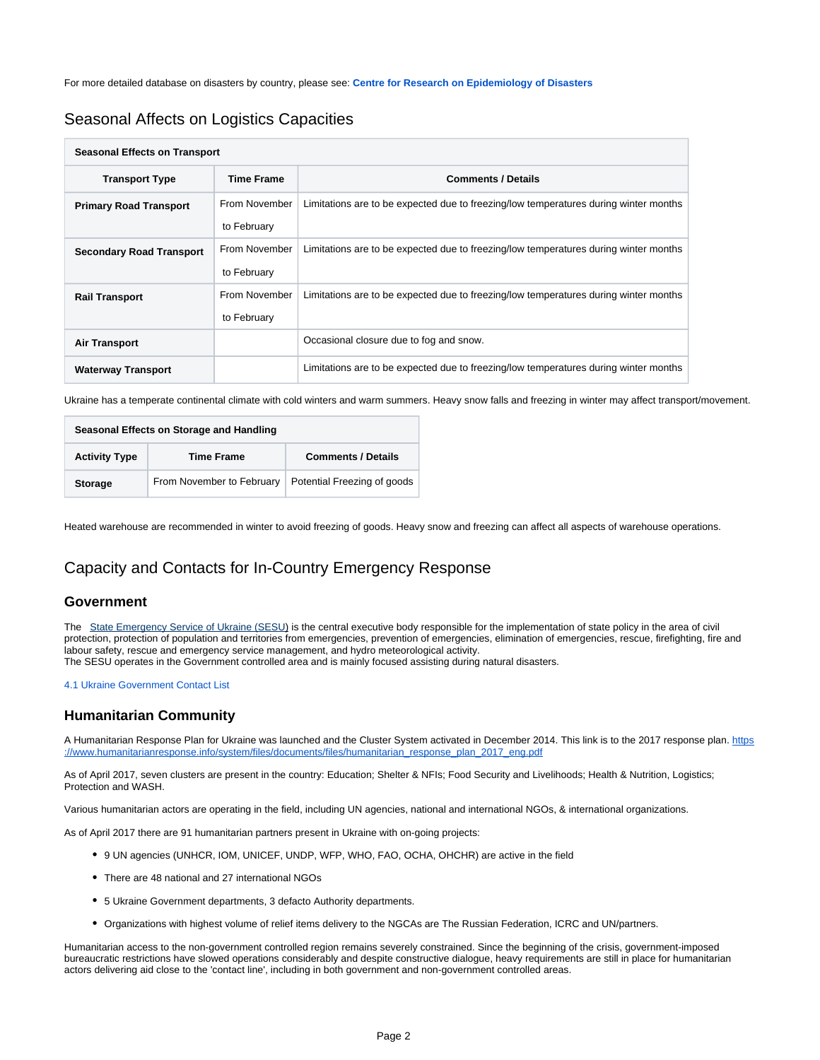For more detailed database on disasters by country, please see: **Centre for Research on Epidemiology of Disasters**

## Seasonal Affects on Logistics Capacities

| Seasonal Effects on Transport | | |
|---|---|---|
| **Transport Type** | **Time Frame** | **Comments / Details** |
| **Primary Road Transport** | From November to February | Limitations are to be expected due to freezing/low temperatures during winter months |
| **Secondary Road Transport** | From November to February | Limitations are to be expected due to freezing/low temperatures during winter months |
| **Rail Transport** | From November to February | Limitations are to be expected due to freezing/low temperatures during winter months |
| **Air Transport** | | Occasional closure due to fog and snow. |
| **Waterway Transport** | | Limitations are to be expected due to freezing/low temperatures during winter months |

Ukraine has a temperate continental climate with cold winters and warm summers. Heavy snow falls and freezing in winter may affect transport/movement.

| Seasonal Effects on Storage and Handling | | |
|---|---|---|
| **Activity Type** | **Time Frame** | **Comments / Details** |
| **Storage** | From November to February | Potential Freezing of goods |

Heated warehouse are recommended in winter to avoid freezing of goods. Heavy snow and freezing can affect all aspects of warehouse operations.

## Capacity and Contacts for In-Country Emergency Response

### Government

The State Emergency Service of Ukraine (SESU) is the central executive body responsible for the implementation of state policy in the area of civil protection, protection of population and territories from emergencies, prevention of emergencies, elimination of emergencies, rescue, firefighting, fire and labour safety, rescue and emergency service management, and hydro meteorological activity.
The SESU operates in the Government controlled area and is mainly focused assisting during natural disasters.

4.1 Ukraine Government Contact List

### Humanitarian Community

A Humanitarian Response Plan for Ukraine was launched and the Cluster System activated in December 2014. This link is to the 2017 response plan. https://www.humanitarianresponse.info/system/files/documents/files/humanitarian_response_plan_2017_eng.pdf

As of April 2017, seven clusters are present in the country: Education; Shelter & NFIs; Food Security and Livelihoods; Health & Nutrition, Logistics; Protection and WASH.

Various humanitarian actors are operating in the field, including UN agencies, national and international NGOs, & international organizations.

As of April 2017 there are 91 humanitarian partners present in Ukraine with on-going projects:

- 9 UN agencies (UNHCR, IOM, UNICEF, UNDP, WFP, WHO, FAO, OCHA, OHCHR) are active in the field
- There are 48 national and 27 international NGOs
- 5 Ukraine Government departments, 3 defacto Authority departments.
- Organizations with highest volume of relief items delivery to the NGCAs are The Russian Federation, ICRC and UN/partners.

Humanitarian access to the non-government controlled region remains severely constrained. Since the beginning of the crisis, government-imposed bureaucratic restrictions have slowed operations considerably and despite constructive dialogue, heavy requirements are still in place for humanitarian actors delivering aid close to the 'contact line', including in both government and non-government controlled areas.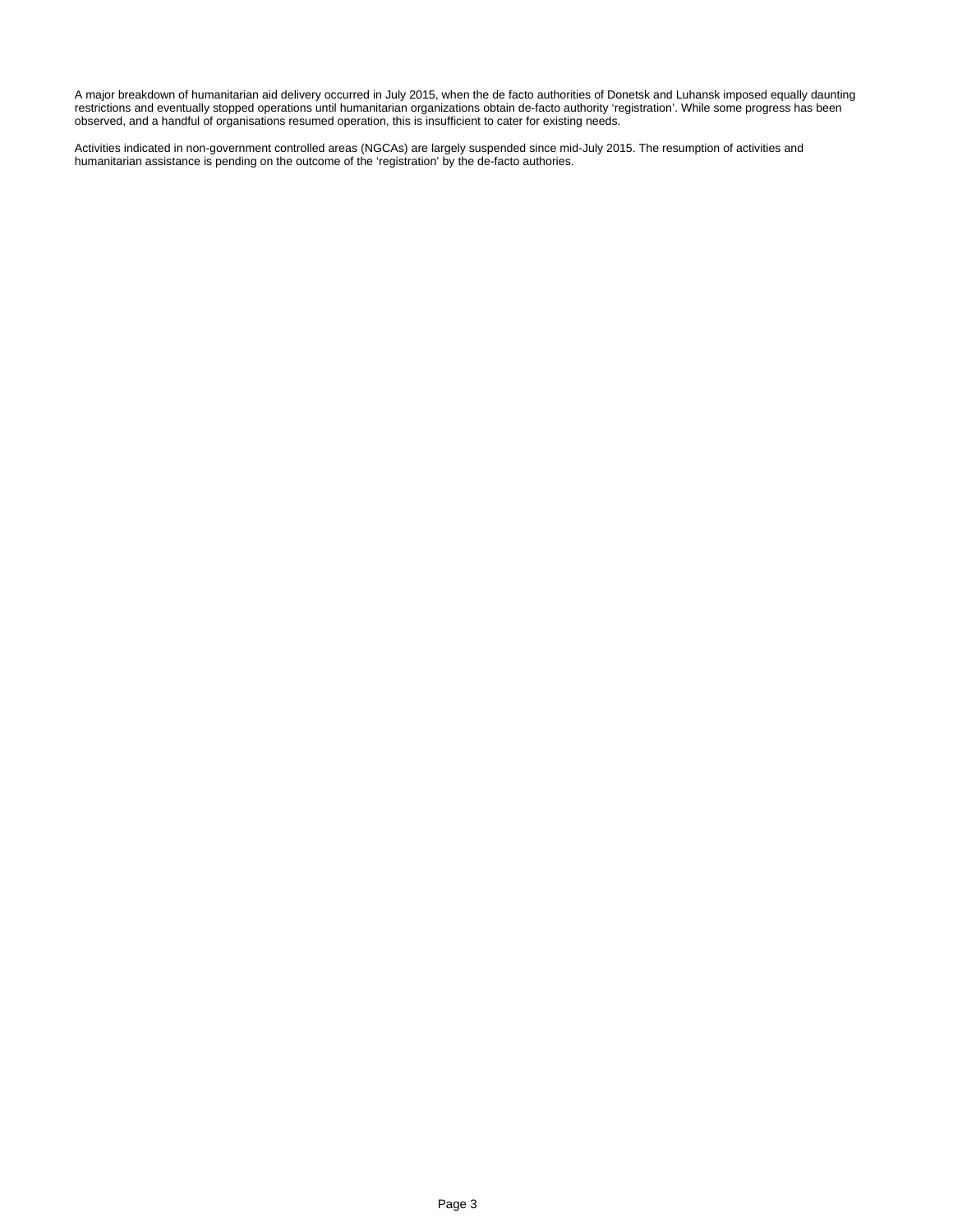A major breakdown of humanitarian aid delivery occurred in July 2015, when the de facto authorities of Donetsk and Luhansk imposed equally daunting restrictions and eventually stopped operations until humanitarian organizations obtain de-facto authority 'registration'. While some progress has been observed, and a handful of organisations resumed operation, this is insufficient to cater for existing needs.

Activities indicated in non-government controlled areas (NGCAs) are largely suspended since mid-July 2015. The resumption of activities and humanitarian assistance is pending on the outcome of the 'registration' by the de-facto authories.